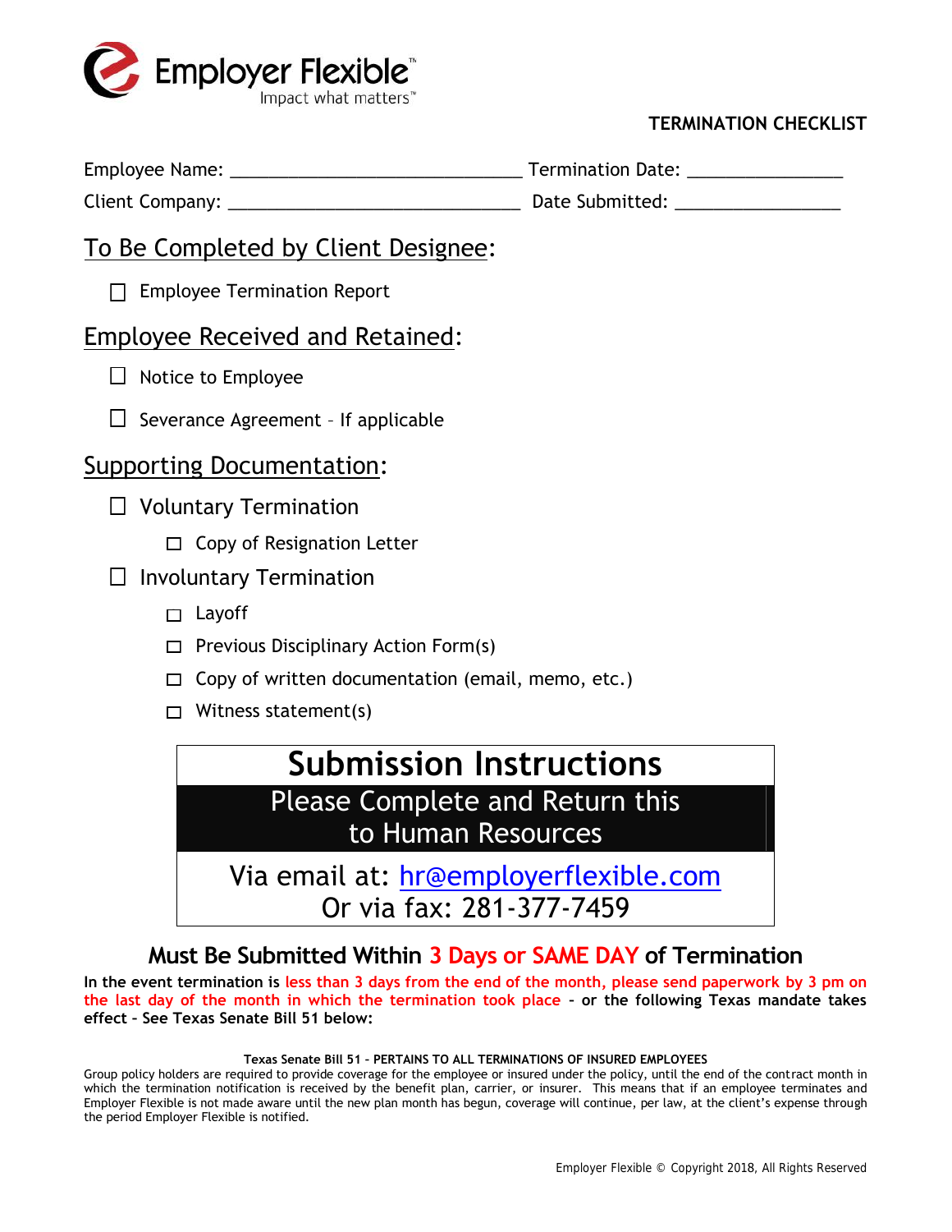Employer Flexible™
Impact what matters™

**TERMINATION CHECKLIST**

Employee Name: ______________________________ Termination Date: ________________

Client Company: ______________________________ Date Submitted: _________________

## To Be Completed by Client Designee:

- ☐ Employee Termination Report

## Employee Received and Retained:

- ☐ Notice to Employee
- ☐ Severance Agreement – If applicable

## Supporting Documentation:

- ☐ Voluntary Termination
  - ☐ Copy of Resignation Letter
- ☐ Involuntary Termination
  - ☐ Layoff
  - ☐ Previous Disciplinary Action Form(s)
  - ☐ Copy of written documentation (email, memo, etc.)
  - ☐ Witness statement(s)

## Submission Instructions

**Please Complete and Return this to Human Resources**

Via email at: hr@employerflexible.com

Or via fax: 281-377-7459

### Must Be Submitted Within 3 Days or SAME DAY of Termination

**In the event termination is less than 3 days from the end of the month, please send paperwork by 3 pm on the last day of the month in which the termination took place – or the following Texas mandate takes effect – See Texas Senate Bill 51 below:**

**Texas Senate Bill 51 – PERTAINS TO ALL TERMINATIONS OF INSURED EMPLOYEES**

Group policy holders are required to provide coverage for the employee or insured under the policy, until the end of the contract month in which the termination notification is received by the benefit plan, carrier, or insurer. This means that if an employee terminates and Employer Flexible is not made aware until the new plan month has begun, coverage will continue, per law, at the client's expense through the period Employer Flexible is notified.

Employer Flexible © Copyright 2018, All Rights Reserved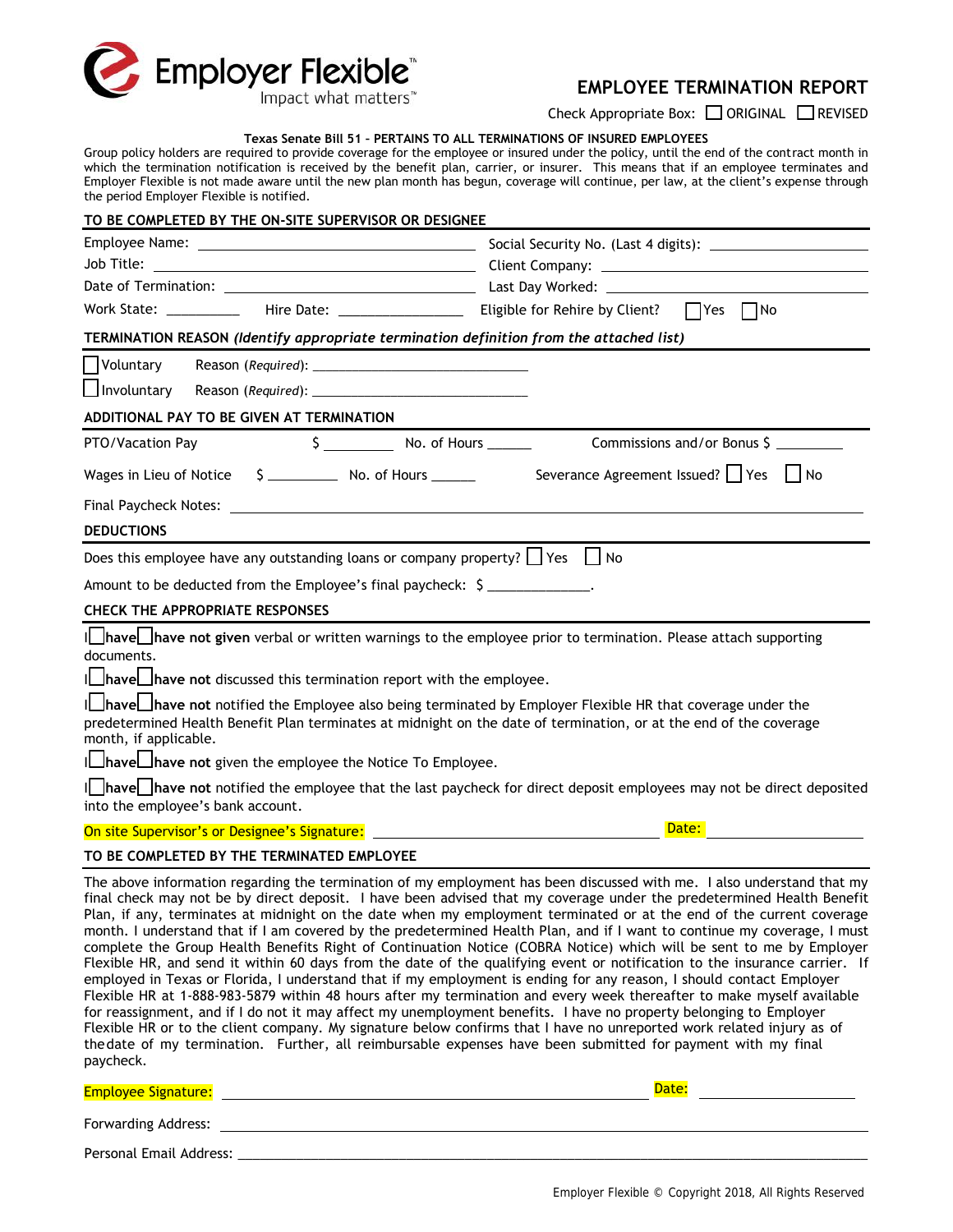Employer Flexible™
Impact what matters™

# EMPLOYEE TERMINATION REPORT

Check Appropriate Box: ☐ ORIGINAL ☐ REVISED

**Texas Senate Bill 51 – PERTAINS TO ALL TERMINATIONS OF INSURED EMPLOYEES**

Group policy holders are required to provide coverage for the employee or insured under the policy, until the end of the contract month in which the termination notification is received by the benefit plan, carrier, or insurer. This means that if an employee terminates and Employer Flexible is not made aware until the new plan month has begun, coverage will continue, per law, at the client's expense through the period Employer Flexible is notified.

## TO BE COMPLETED BY THE ON-SITE SUPERVISOR OR DESIGNEE

Employee Name: ____________________ Social Security No. (Last 4 digits): ____________

Job Title: ____________________ Client Company: ____________________

Date of Termination: ____________________ Last Day Worked: ____________________

Work State: __________ Hire Date: ________________ Eligible for Rehire by Client? ☐ Yes ☐ No

## TERMINATION REASON *(Identify appropriate termination definition from the attached list)*

☐ Voluntary Reason (*Required*): ____________________________

☐ Involuntary Reason (*Required*): ____________________________

## ADDITIONAL PAY TO BE GIVEN AT TERMINATION

PTO/Vacation Pay $ _________ No. of Hours ______ Commissions and/or Bonus $ _________

Wages in Lieu of Notice $ _________ No. of Hours ______ Severance Agreement Issued? ☐ Yes ☐ No

Final Paycheck Notes: ____________________________________________

## DEDUCTIONS

Does this employee have any outstanding loans or company property? ☐ Yes ☐ No

Amount to be deducted from the Employee's final paycheck: $ _____________.

## CHECK THE APPROPRIATE RESPONSES

I ☐ **have** ☐ **have not given** verbal or written warnings to the employee prior to termination. Please attach supporting documents.

I ☐ **have** ☐ **have not** discussed this termination report with the employee.

I ☐ **have** ☐ **have not** notified the Employee also being terminated by Employer Flexible HR that coverage under the predetermined Health Benefit Plan terminates at midnight on the date of termination, or at the end of the coverage month, if applicable.

I ☐ **have** ☐ **have not** given the employee the Notice To Employee.

I ☐ **have** ☐ **have not** notified the employee that the last paycheck for direct deposit employees may not be direct deposited into the employee's bank account.

On site Supervisor's or Designee's Signature: ____________________________ Date: ______________

## TO BE COMPLETED BY THE TERMINATED EMPLOYEE

The above information regarding the termination of my employment has been discussed with me. I also understand that my final check may not be by direct deposit. I have been advised that my coverage under the predetermined Health Benefit Plan, if any, terminates at midnight on the date when my employment terminated or at the end of the current coverage month. I understand that if I am covered by the predetermined Health Plan, and if I want to continue my coverage, I must complete the Group Health Benefits Right of Continuation Notice (COBRA Notice) which will be sent to me by Employer Flexible HR, and send it within 60 days from the date of the qualifying event or notification to the insurance carrier. If employed in Texas or Florida, I understand that if my employment is ending for any reason, I should contact Employer Flexible HR at 1-888-983-5879 within 48 hours after my termination and every week thereafter to make myself available for reassignment, and if I do not it may affect my unemployment benefits. I have no property belonging to Employer Flexible HR or to the client company. My signature below confirms that I have no unreported work related injury as of the date of my termination. Further, all reimbursable expenses have been submitted for payment with my final paycheck.

Employee Signature: ____________________________ Date: ______________

Forwarding Address: ____________________________________________

Personal Email Address: ____________________________________________

Employer Flexible © Copyright 2018, All Rights Reserved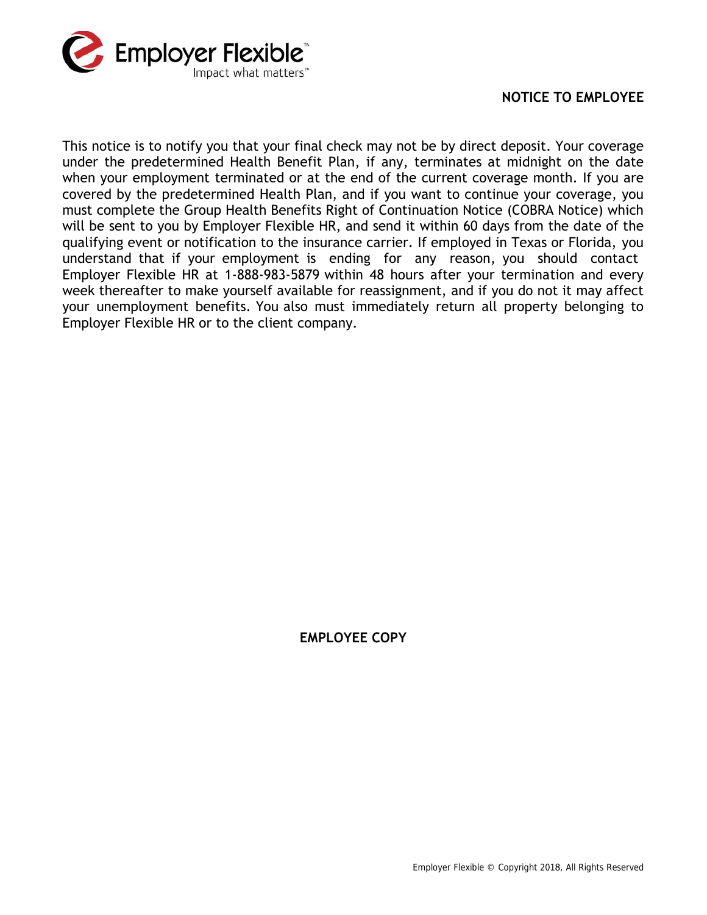Employer Flexible™
Impact what matters™

## NOTICE TO EMPLOYEE

This notice is to notify you that your final check may not be by direct deposit. Your coverage under the predetermined Health Benefit Plan, if any, terminates at midnight on the date when your employment terminated or at the end of the current coverage month. If you are covered by the predetermined Health Plan, and if you want to continue your coverage, you must complete the Group Health Benefits Right of Continuation Notice (COBRA Notice) which will be sent to you by Employer Flexible HR, and send it within 60 days from the date of the qualifying event or notification to the insurance carrier. If employed in Texas or Florida, you understand that if your employment is ending for any reason, you should contact Employer Flexible HR at 1-888-983-5879 within 48 hours after your termination and every week thereafter to make yourself available for reassignment, and if you do not it may affect your unemployment benefits. You also must immediately return all property belonging to Employer Flexible HR or to the client company.

**EMPLOYEE COPY**

Employer Flexible © Copyright 2018, All Rights Reserved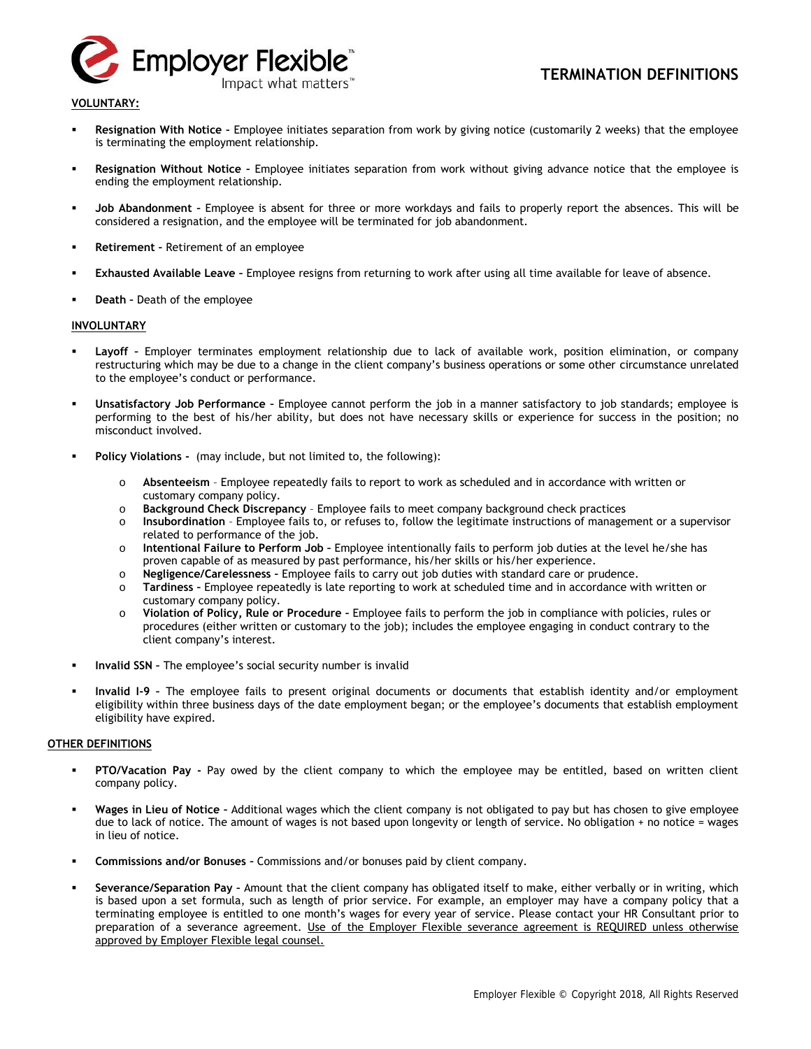# TERMINATION DEFINITIONS

**VOLUNTARY:**

- **Resignation With Notice –** Employee initiates separation from work by giving notice (customarily 2 weeks) that the employee is terminating the employment relationship.
- **Resignation Without Notice –** Employee initiates separation from work without giving advance notice that the employee is ending the employment relationship.
- **Job Abandonment –** Employee is absent for three or more workdays and fails to properly report the absences. This will be considered a resignation, and the employee will be terminated for job abandonment.
- **Retirement –** Retirement of an employee
- **Exhausted Available Leave –** Employee resigns from returning to work after using all time available for leave of absence.
- **Death –** Death of the employee

**INVOLUNTARY**

- **Layoff –** Employer terminates employment relationship due to lack of available work, position elimination, or company restructuring which may be due to a change in the client company's business operations or some other circumstance unrelated to the employee's conduct or performance.
- **Unsatisfactory Job Performance –** Employee cannot perform the job in a manner satisfactory to job standards; employee is performing to the best of his/her ability, but does not have necessary skills or experience for success in the position; no misconduct involved.
- **Policy Violations -** (may include, but not limited to, the following):
  - **Absenteeism** – Employee repeatedly fails to report to work as scheduled and in accordance with written or customary company policy.
  - **Background Check Discrepancy** – Employee fails to meet company background check practices
  - **Insubordination** – Employee fails to, or refuses to, follow the legitimate instructions of management or a supervisor related to performance of the job.
  - **Intentional Failure to Perform Job –** Employee intentionally fails to perform job duties at the level he/she has proven capable of as measured by past performance, his/her skills or his/her experience.
  - **Negligence/Carelessness –** Employee fails to carry out job duties with standard care or prudence.
  - **Tardiness –** Employee repeatedly is late reporting to work at scheduled time and in accordance with written or customary company policy.
  - **Violation of Policy, Rule or Procedure –** Employee fails to perform the job in compliance with policies, rules or procedures (either written or customary to the job); includes the employee engaging in conduct contrary to the client company's interest.
- **Invalid SSN –** The employee's social security number is invalid
- **Invalid I-9 –** The employee fails to present original documents or documents that establish identity and/or employment eligibility within three business days of the date employment began; or the employee's documents that establish employment eligibility have expired.

**OTHER DEFINITIONS**

- **PTO/Vacation Pay -** Pay owed by the client company to which the employee may be entitled, based on written client company policy.
- **Wages in Lieu of Notice –** Additional wages which the client company is not obligated to pay but has chosen to give employee due to lack of notice. The amount of wages is not based upon longevity or length of service. No obligation + no notice = wages in lieu of notice.
- **Commissions and/or Bonuses –** Commissions and/or bonuses paid by client company.
- **Severance/Separation Pay –** Amount that the client company has obligated itself to make, either verbally or in writing, which is based upon a set formula, such as length of prior service. For example, an employer may have a company policy that a terminating employee is entitled to one month's wages for every year of service. Please contact your HR Consultant prior to preparation of a severance agreement. Use of the Employer Flexible severance agreement is REQUIRED unless otherwise approved by Employer Flexible legal counsel.

Employer Flexible © Copyright 2018, All Rights Reserved